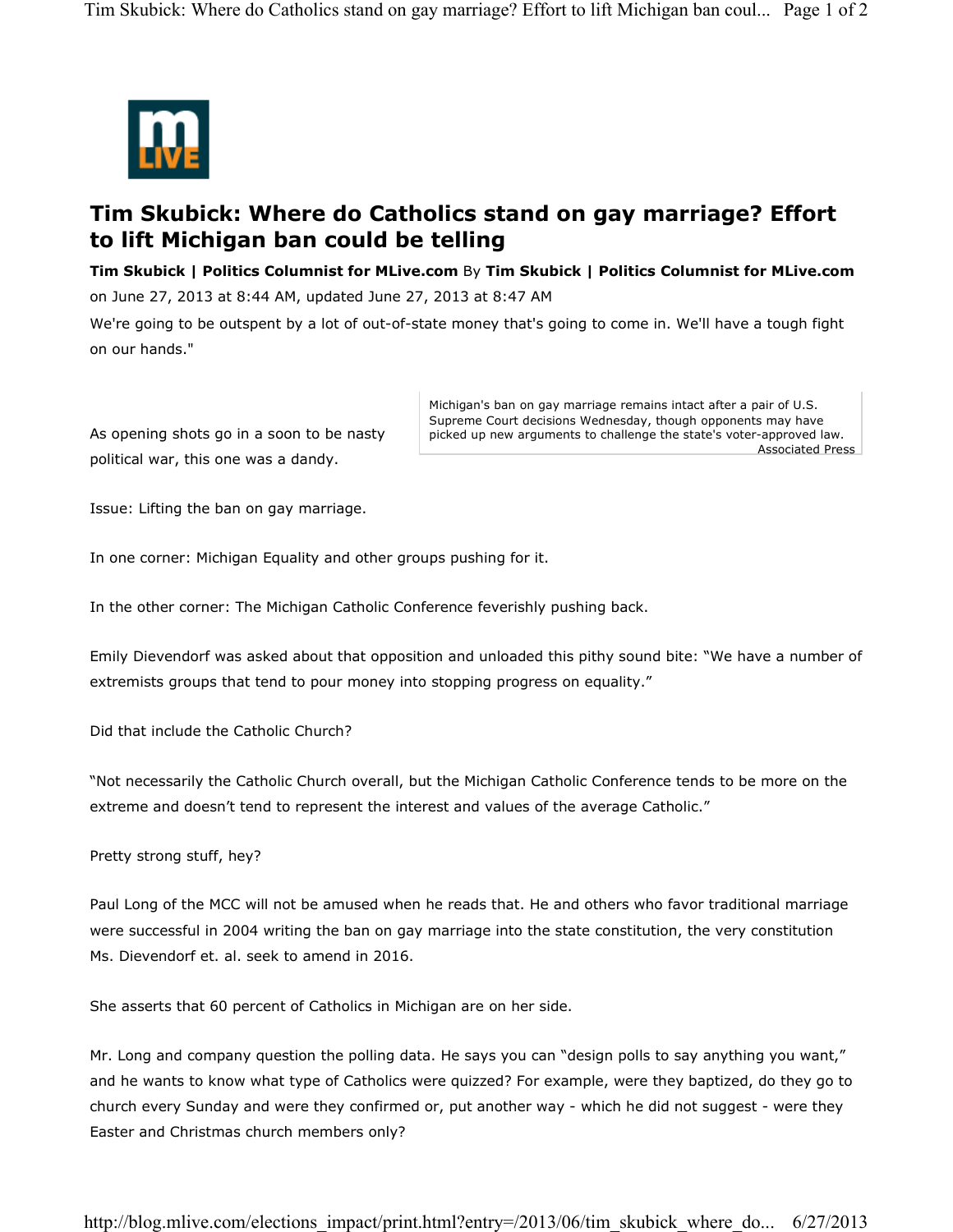# Tim Skubick: Where do Catholics stand on gay marriage? Effort to lift Michigan ban could be telling

**Tim Skubick | Politics Columnist for MLive.com** By **Tim Skubick | Politics Columnist for MLive.com** on June 27, 2013 at 8:44 AM, updated June 27, 2013 at 8:47 AM

We're going to be outspent by a lot of out-of-state money that's going to come in. We'll have a tough fight on our hands."

Michigan's ban on gay marriage remains intact after a pair of U.S. Supreme Court decisions Wednesday, though opponents may have picked up new arguments to challenge the state's voter-approved law.
Associated Press

As opening shots go in a soon to be nasty political war, this one was a dandy.

Issue: Lifting the ban on gay marriage.

In one corner: Michigan Equality and other groups pushing for it.

In the other corner: The Michigan Catholic Conference feverishly pushing back.

Emily Dievendorf was asked about that opposition and unloaded this pithy sound bite: "We have a number of extremists groups that tend to pour money into stopping progress on equality."

Did that include the Catholic Church?

"Not necessarily the Catholic Church overall, but the Michigan Catholic Conference tends to be more on the extreme and doesn't tend to represent the interest and values of the average Catholic."

Pretty strong stuff, hey?

Paul Long of the MCC will not be amused when he reads that. He and others who favor traditional marriage were successful in 2004 writing the ban on gay marriage into the state constitution, the very constitution Ms. Dievendorf et. al. seek to amend in 2016.

She asserts that 60 percent of Catholics in Michigan are on her side.

Mr. Long and company question the polling data. He says you can "design polls to say anything you want," and he wants to know what type of Catholics were quizzed? For example, were they baptized, do they go to church every Sunday and were they confirmed or, put another way - which he did not suggest - were they Easter and Christmas church members only?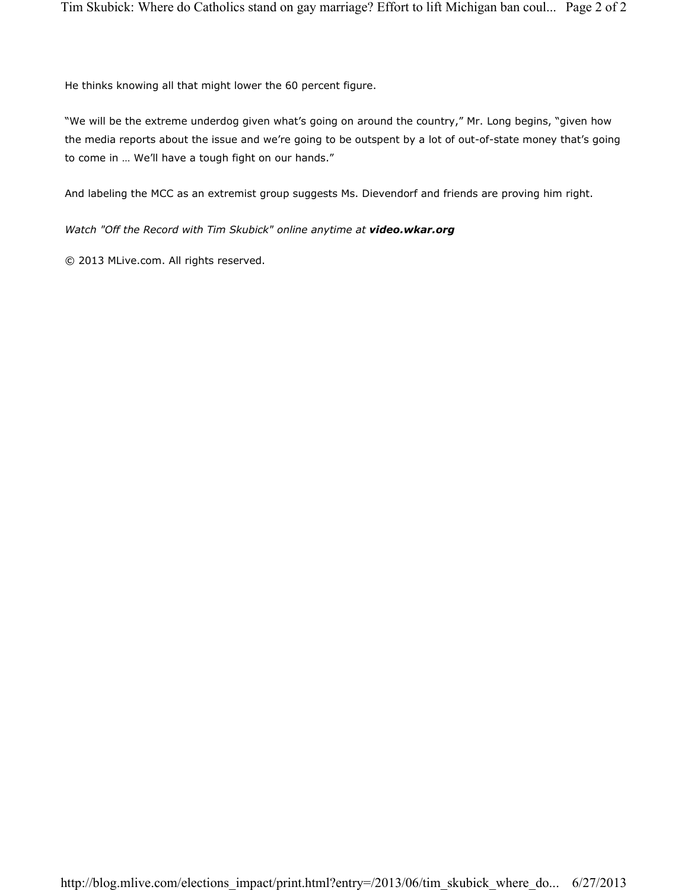He thinks knowing all that might lower the 60 percent figure.

"We will be the extreme underdog given what's going on around the country," Mr. Long begins, "given how the media reports about the issue and we're going to be outspent by a lot of out-of-state money that's going to come in … We'll have a tough fight on our hands."

And labeling the MCC as an extremist group suggests Ms. Dievendorf and friends are proving him right.

*Watch "Off the Record with Tim Skubick" online anytime at **video.wkar.org***

© 2013 MLive.com. All rights reserved.